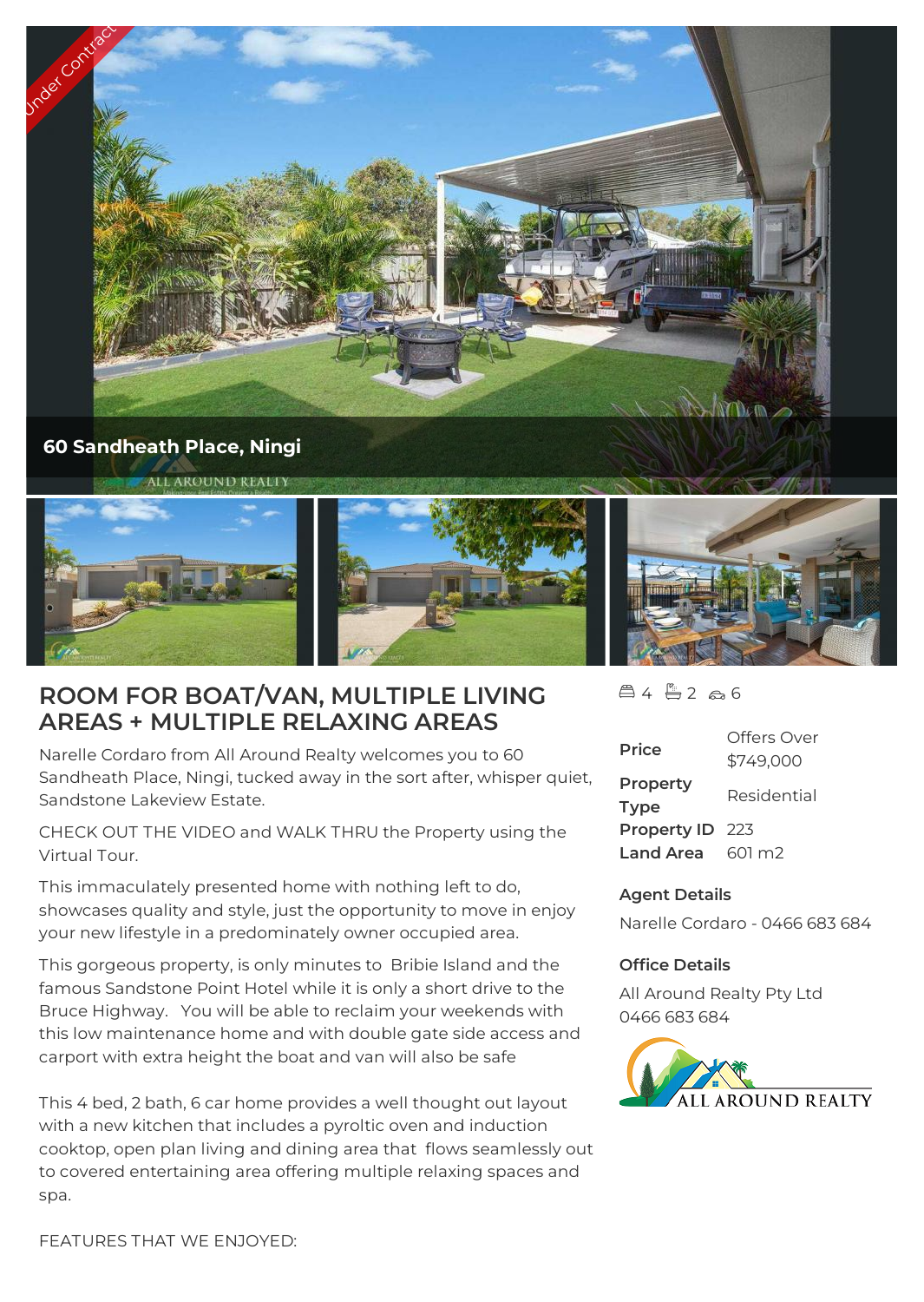60 Sandheath Place, Ningi

# ROOM FOR BOAT/VAN, MULTIPLE LIVING AREAS + MULTIPLE RELAXING AREAS

Narelle Cordaro from All Around Realty welcomes you to 60 Sandheath Place, Ningi, tucked away in the sort after, whisper quiet, Sandstone Lakeview Estate.

CHECK OUT THE VIDEO and WALK THRU the Property using the Virtual Tour.

This immaculately presented home with nothing left to do, showcases quality and style, just the opportunity to move in enjoy your new lifestyle in a predominately owner occupied area.

This gorgeous property, is only minutes to Bribie Island and the famous Sandstone Point Hotel while it is only a short drive to the Bruce Highway. You will be able to reclaim your weekends with this low maintenance home and with double gate side access and carport with extra height the boat and van will also be safe

This 4 bed, 2 bath, 6 car home provides a well thought out layout with a new kitchen that includes a pyroltic oven and induction cooktop, open plan living and dining area that flows seamlessly out to covered entertaining area offering multiple relaxing spaces and spa.

FEATURES THAT WE ENJOYED:

4 | 2 | 6

| | |
|---|---|
| **Price** | Offers Over $749,000 |
| **Property Type** | Residential |
| **Property ID** | 223 |
| **Land Area** | 601 m2 |

**Agent Details**

Narelle Cordaro - 0466 683 684

**Office Details**

All Around Realty Pty Ltd
0466 683 684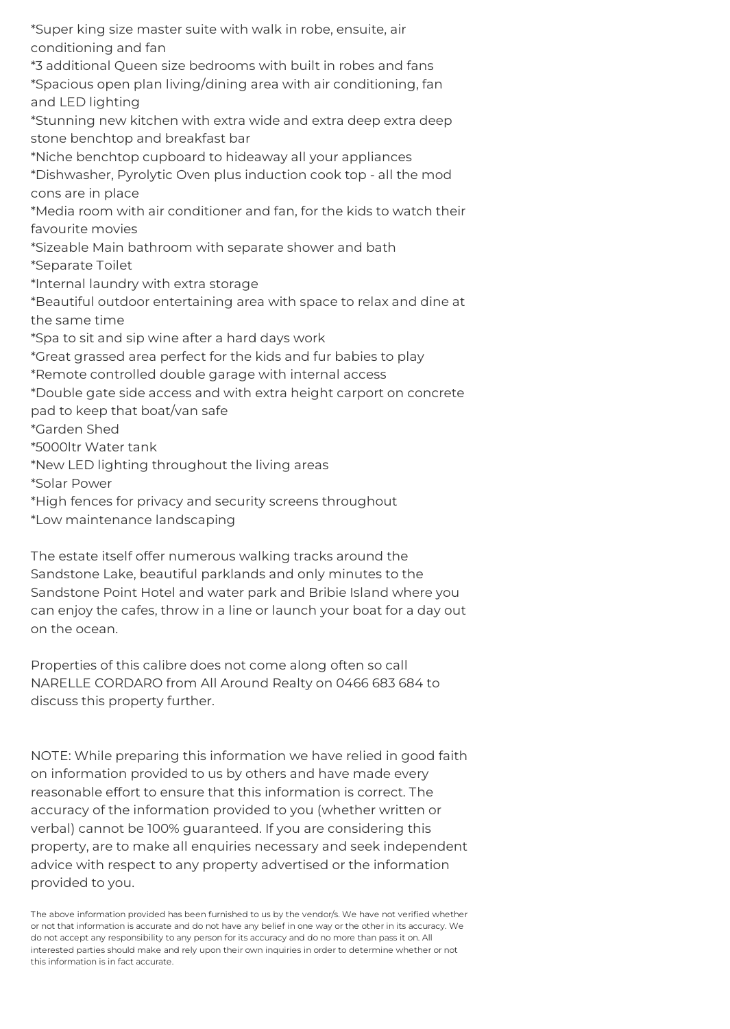*Super king size master suite with walk in robe, ensuite, air conditioning and fan
*3 additional Queen size bedrooms with built in robes and fans
*Spacious open plan living/dining area with air conditioning, fan and LED lighting
*Stunning new kitchen with extra wide and extra deep extra deep stone benchtop and breakfast bar
*Niche benchtop cupboard to hideaway all your appliances
*Dishwasher, Pyrolytic Oven plus induction cook top - all the mod cons are in place
*Media room with air conditioner and fan, for the kids to watch their favourite movies
*Sizeable Main bathroom with separate shower and bath
*Separate Toilet
*Internal laundry with extra storage
*Beautiful outdoor entertaining area with space to relax and dine at the same time
*Spa to sit and sip wine after a hard days work
*Great grassed area perfect for the kids and fur babies to play
*Remote controlled double garage with internal access
*Double gate side access and with extra height carport on concrete pad to keep that boat/van safe
*Garden Shed
*5000ltr Water tank
*New LED lighting throughout the living areas
*Solar Power
*High fences for privacy and security screens throughout
*Low maintenance landscaping

The estate itself offer numerous walking tracks around the Sandstone Lake, beautiful parklands and only minutes to the Sandstone Point Hotel and water park and Bribie Island where you can enjoy the cafes, throw in a line or launch your boat for a day out on the ocean.

Properties of this calibre does not come along often so call NARELLE CORDARO from All Around Realty on 0466 683 684 to discuss this property further.

NOTE: While preparing this information we have relied in good faith on information provided to us by others and have made every reasonable effort to ensure that this information is correct. The accuracy of the information provided to you (whether written or verbal) cannot be 100% guaranteed. If you are considering this property, are to make all enquiries necessary and seek independent advice with respect to any property advertised or the information provided to you.

The above information provided has been furnished to us by the vendor/s. We have not verified whether or not that information is accurate and do not have any belief in one way or the other in its accuracy. We do not accept any responsibility to any person for its accuracy and do no more than pass it on. All interested parties should make and rely upon their own inquiries in order to determine whether or not this information is in fact accurate.